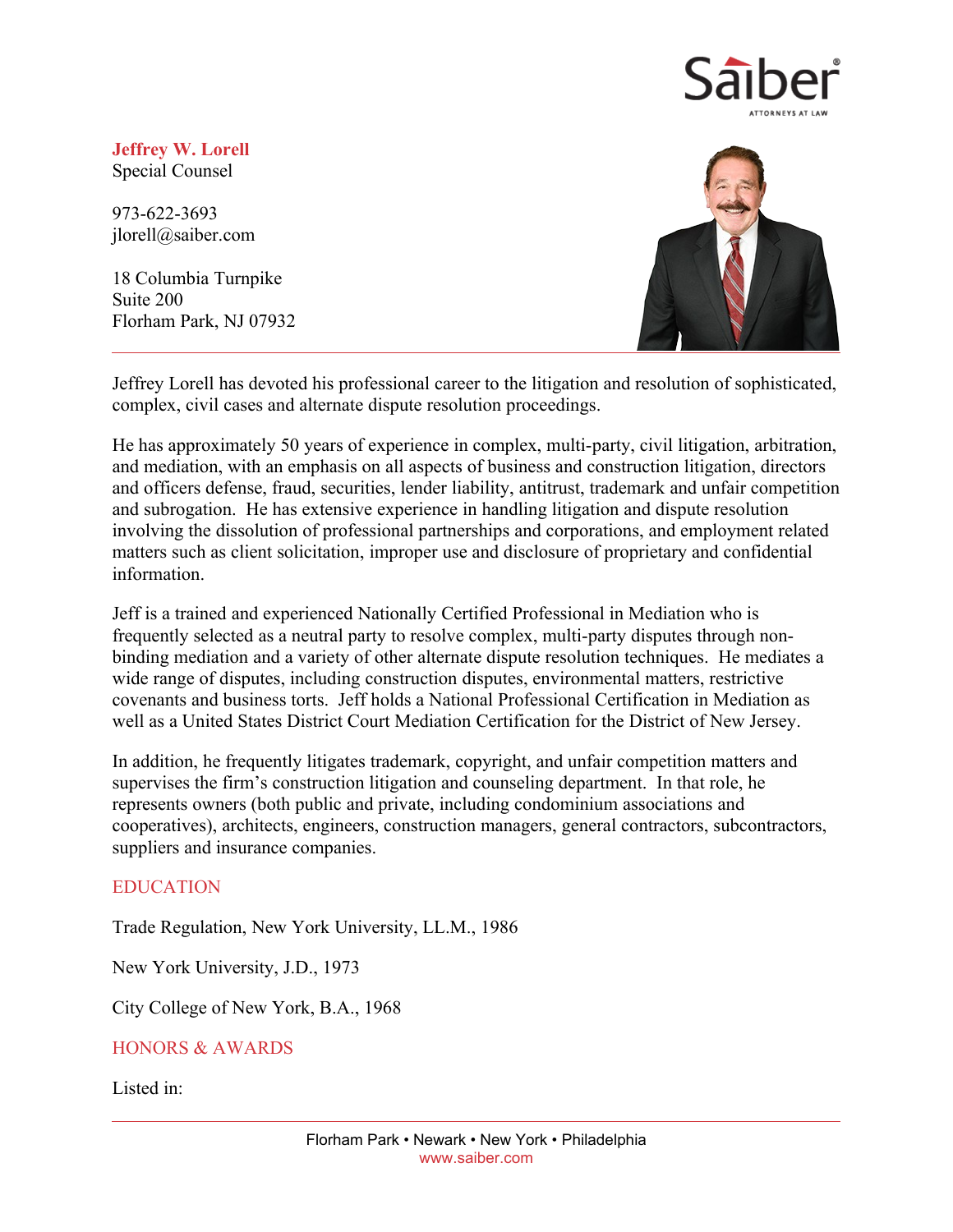**Jeffrey W. Lorell**
Special Counsel

973-622-3693
jlorell@saiber.com

18 Columbia Turnpike
Suite 200
Florham Park, NJ 07932

---

Jeffrey Lorell has devoted his professional career to the litigation and resolution of sophisticated, complex, civil cases and alternate dispute resolution proceedings.

He has approximately 50 years of experience in complex, multi-party, civil litigation, arbitration, and mediation, with an emphasis on all aspects of business and construction litigation, directors and officers defense, fraud, securities, lender liability, antitrust, trademark and unfair competition and subrogation. He has extensive experience in handling litigation and dispute resolution involving the dissolution of professional partnerships and corporations, and employment related matters such as client solicitation, improper use and disclosure of proprietary and confidential information.

Jeff is a trained and experienced Nationally Certified Professional in Mediation who is frequently selected as a neutral party to resolve complex, multi-party disputes through non-binding mediation and a variety of other alternate dispute resolution techniques. He mediates a wide range of disputes, including construction disputes, environmental matters, restrictive covenants and business torts. Jeff holds a National Professional Certification in Mediation as well as a United States District Court Mediation Certification for the District of New Jersey.

In addition, he frequently litigates trademark, copyright, and unfair competition matters and supervises the firm's construction litigation and counseling department. In that role, he represents owners (both public and private, including condominium associations and cooperatives), architects, engineers, construction managers, general contractors, subcontractors, suppliers and insurance companies.

## EDUCATION

Trade Regulation, New York University, LL.M., 1986

New York University, J.D., 1973

City College of New York, B.A., 1968

## HONORS & AWARDS

Listed in: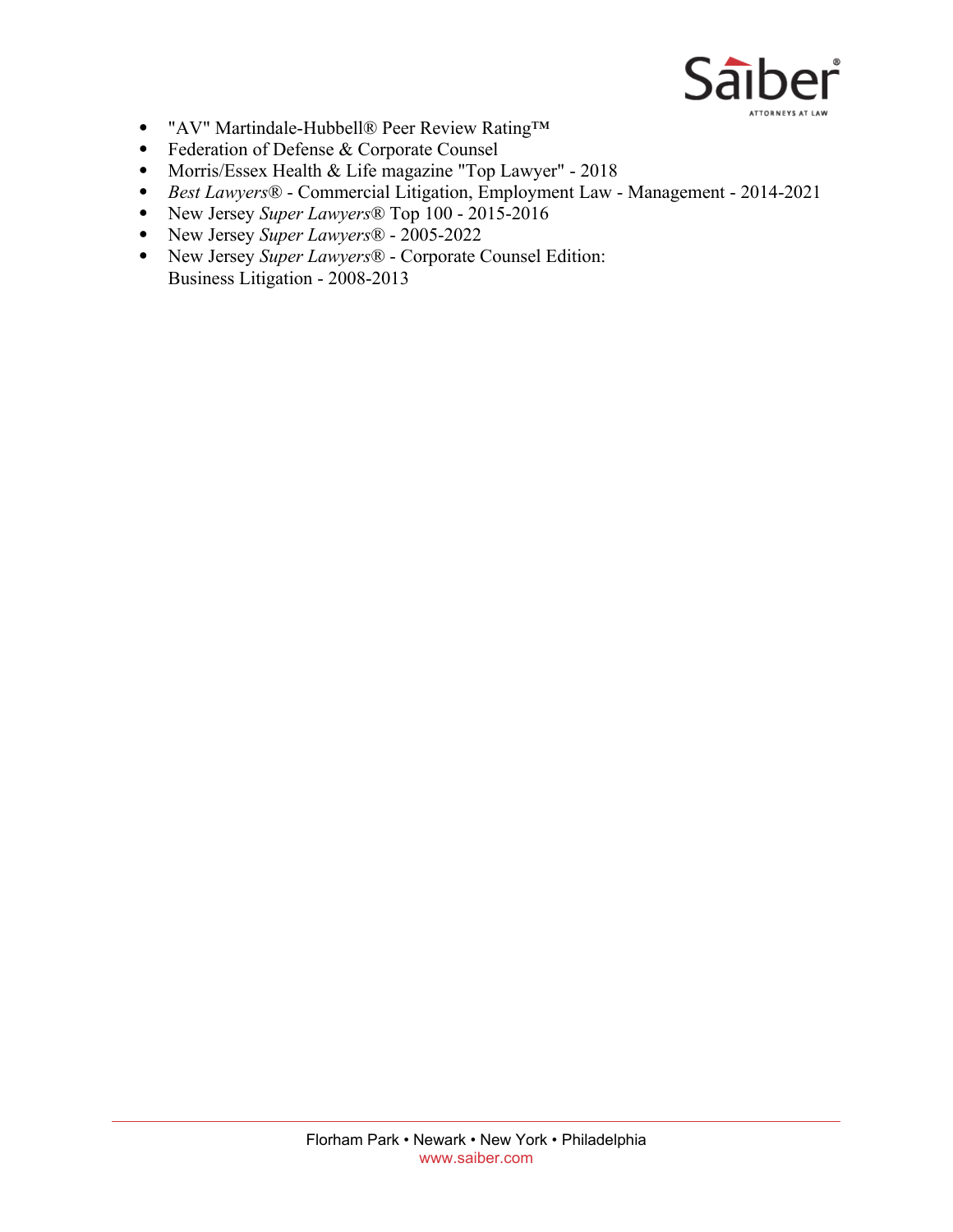- "AV" Martindale-Hubbell® Peer Review Rating™
- Federation of Defense & Corporate Counsel
- Morris/Essex Health & Life magazine "Top Lawyer" - 2018
- *Best Lawyers®* - Commercial Litigation, Employment Law - Management - 2014-2021
- New Jersey *Super Lawyers®* Top 100 - 2015-2016
- New Jersey *Super Lawyers®* - 2005-2022
- New Jersey *Super Lawyers®* - Corporate Counsel Edition: Business Litigation - 2008-2013